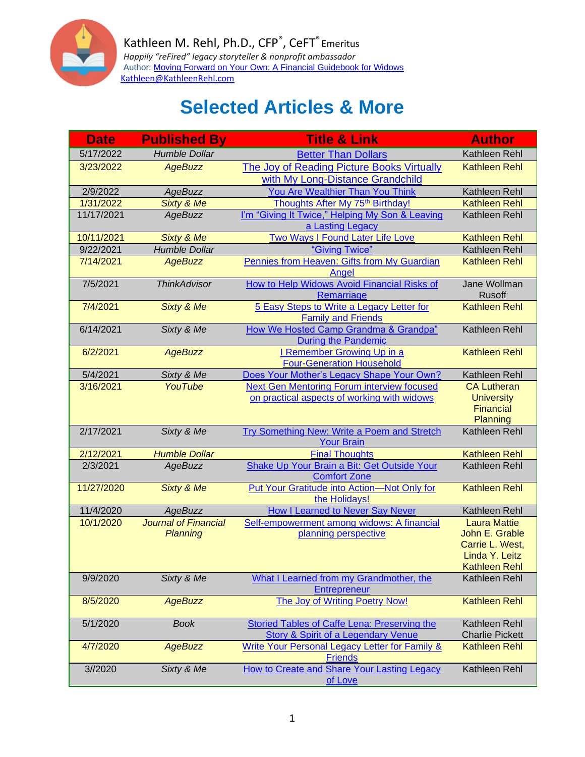Kathleen M. Rehl, Ph.D., CFP®, CeFT® Emeritus

*Happily "reFired" legacy storyteller & nonprofit ambassador*

Author: Moving Forward on Your Own: A Financial Guidebook for Widows

Kathleen@KathleenRehl.com

# Selected Articles & More

| Date | Published By | Title & Link | Author |
|---|---|---|---|
| 5/17/2022 | *Humble Dollar* | Better Than Dollars | Kathleen Rehl |
| 3/23/2022 | *AgeBuzz* | The Joy of Reading Picture Books Virtually with My Long-Distance Grandchild | Kathleen Rehl |
| 2/9/2022 | *AgeBuzz* | You Are Wealthier Than You Think | Kathleen Rehl |
| 1/31/2022 | *Sixty & Me* | Thoughts After My 75th Birthday! | Kathleen Rehl |
| 11/17/2021 | *AgeBuzz* | I'm "Giving It Twice," Helping My Son & Leaving a Lasting Legacy | Kathleen Rehl |
| 10/11/2021 | *Sixty & Me* | Two Ways I Found Later Life Love | Kathleen Rehl |
| 9/22/2021 | *Humble Dollar* | "Giving Twice" | Kathleen Rehl |
| 7/14/2021 | *AgeBuzz* | Pennies from Heaven: Gifts from My Guardian Angel | Kathleen Rehl |
| 7/5/2021 | *ThinkAdvisor* | How to Help Widows Avoid Financial Risks of Remarriage | Jane Wollman Rusoff |
| 7/4/2021 | *Sixty & Me* | 5 Easy Steps to Write a Legacy Letter for Family and Friends | Kathleen Rehl |
| 6/14/2021 | *Sixty & Me* | How We Hosted Camp Grandma & Grandpa" During the Pandemic | Kathleen Rehl |
| 6/2/2021 | *AgeBuzz* | I Remember Growing Up in a Four-Generation Household | Kathleen Rehl |
| 5/4/2021 | *Sixty & Me* | Does Your Mother's Legacy Shape Your Own? | Kathleen Rehl |
| 3/16/2021 | *YouTube* | Next Gen Mentoring Forum interview focused on practical aspects of working with widows | CA Lutheran University Financial Planning |
| 2/17/2021 | *Sixty & Me* | Try Something New: Write a Poem and Stretch Your Brain | Kathleen Rehl |
| 2/12/2021 | *Humble Dollar* | Final Thoughts | Kathleen Rehl |
| 2/3/2021 | *AgeBuzz* | Shake Up Your Brain a Bit: Get Outside Your Comfort Zone | Kathleen Rehl |
| 11/27/2020 | *Sixty & Me* | Put Your Gratitude into Action—Not Only for the Holidays! | Kathleen Rehl |
| 11/4/2020 | *AgeBuzz* | How I Learned to Never Say Never | Kathleen Rehl |
| 10/1/2020 | *Journal of Financial Planning* | Self-empowerment among widows: A financial planning perspective | Laura Mattie, John E. Grable, Carrie L. West, Linda Y. Leitz, Kathleen Rehl |
| 9/9/2020 | *Sixty & Me* | What I Learned from my Grandmother, the Entrepreneur | Kathleen Rehl |
| 8/5/2020 | *AgeBuzz* | The Joy of Writing Poetry Now! | Kathleen Rehl |
| 5/1/2020 | Book | Storied Tables of Caffe Lena: Preserving the Story & Spirit of a Legendary Venue | Kathleen Rehl, Charlie Pickett |
| 4/7/2020 | *AgeBuzz* | Write Your Personal Legacy Letter for Family & Friends | Kathleen Rehl |
| 3//2020 | *Sixty & Me* | How to Create and Share Your Lasting Legacy of Love | Kathleen Rehl |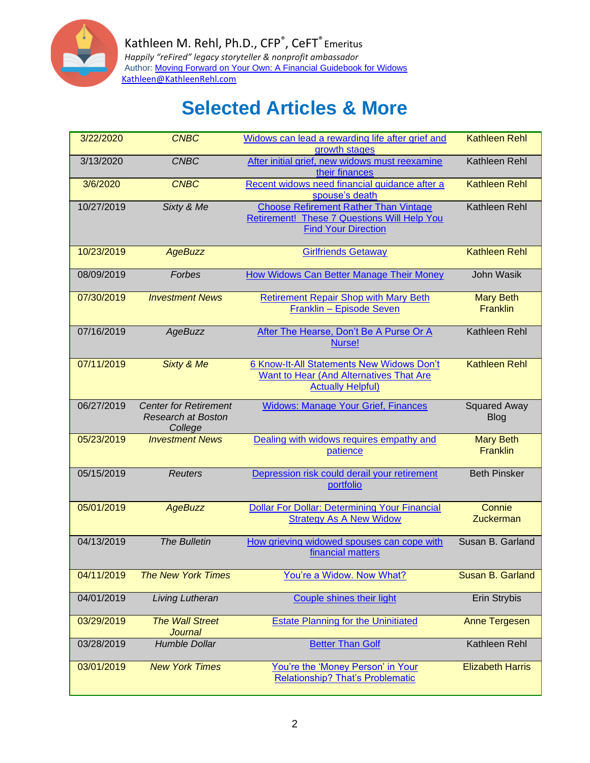Kathleen M. Rehl, Ph.D., CFP®, CeFT® Emeritus
*Happily "reFired" legacy storyteller & nonprofit ambassador*
Author: Moving Forward on Your Own: A Financial Guidebook for Widows
Kathleen@KathleenRehl.com

# Selected Articles & More

| Date | Publication | Title | Author |
|---|---|---|---|
| 3/22/2020 | *CNBC* | Widows can lead a rewarding life after grief and growth stages | Kathleen Rehl |
| 3/13/2020 | *CNBC* | After initial grief, new widows must reexamine their finances | Kathleen Rehl |
| 3/6/2020 | *CNBC* | Recent widows need financial guidance after a spouse's death | Kathleen Rehl |
| 10/27/2019 | *Sixty & Me* | Choose Refirement Rather Than Vintage Retirement! These 7 Questions Will Help You Find Your Direction | Kathleen Rehl |
| 10/23/2019 | *AgeBuzz* | Girlfriends Getaway | Kathleen Rehl |
| 08/09/2019 | *Forbes* | How Widows Can Better Manage Their Money | John Wasik |
| 07/30/2019 | *Investment News* | Retirement Repair Shop with Mary Beth Franklin – Episode Seven | Mary Beth Franklin |
| 07/16/2019 | *AgeBuzz* | After The Hearse, Don't Be A Purse Or A Nurse! | Kathleen Rehl |
| 07/11/2019 | *Sixty & Me* | 6 Know-It-All Statements New Widows Don't Want to Hear (And Alternatives That Are Actually Helpful) | Kathleen Rehl |
| 06/27/2019 | *Center for Retirement Research at Boston College* | Widows: Manage Your Grief, Finances | Squared Away Blog |
| 05/23/2019 | *Investment News* | Dealing with widows requires empathy and patience | Mary Beth Franklin |
| 05/15/2019 | *Reuters* | Depression risk could derail your retirement portfolio | Beth Pinsker |
| 05/01/2019 | *AgeBuzz* | Dollar For Dollar: Determining Your Financial Strategy As A New Widow | Connie Zuckerman |
| 04/13/2019 | *The Bulletin* | How grieving widowed spouses can cope with financial matters | Susan B. Garland |
| 04/11/2019 | *The New York Times* | You're a Widow. Now What? | Susan B. Garland |
| 04/01/2019 | *Living Lutheran* | Couple shines their light | Erin Strybis |
| 03/29/2019 | *The Wall Street Journal* | Estate Planning for the Uninitiated | Anne Tergesen |
| 03/28/2019 | *Humble Dollar* | Better Than Golf | Kathleen Rehl |
| 03/01/2019 | *New York Times* | You're the 'Money Person' in Your Relationship? That's Problematic | Elizabeth Harris |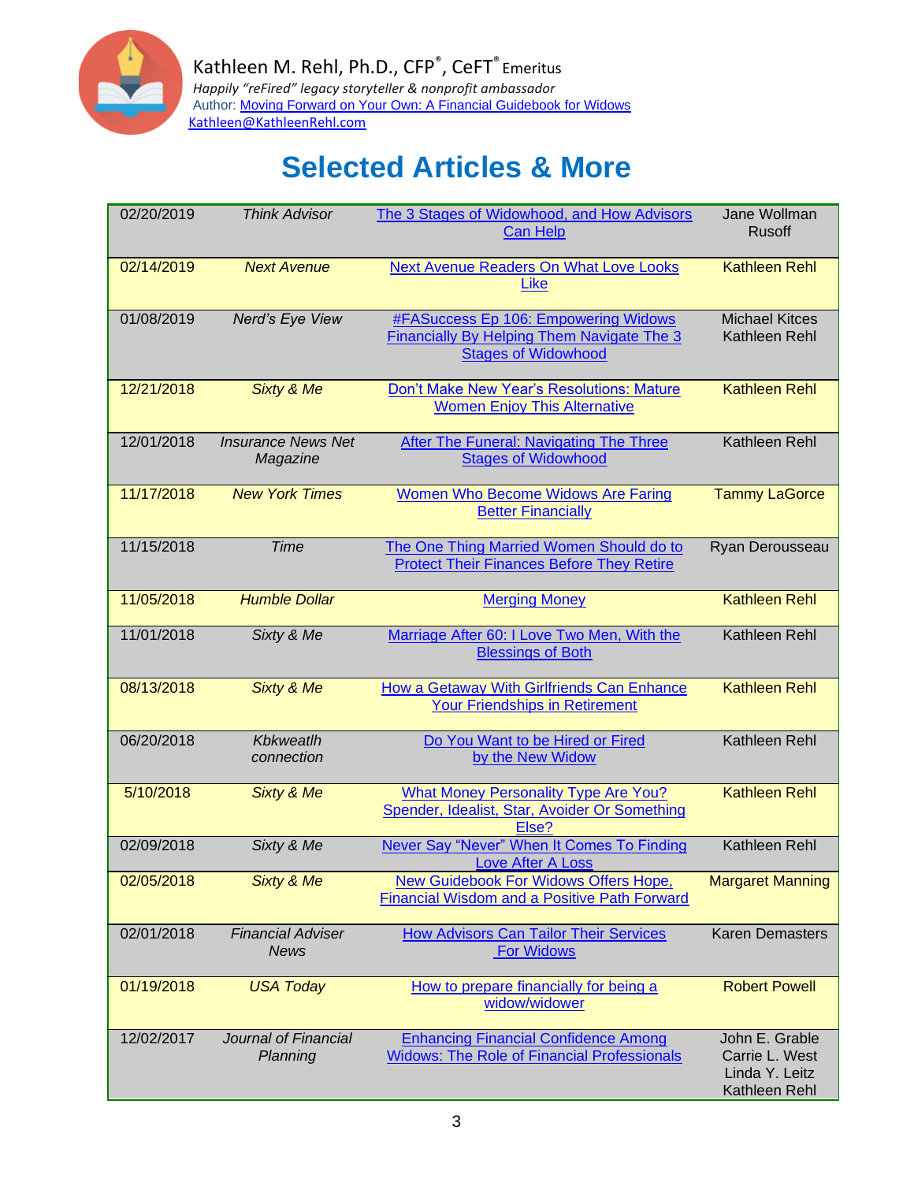Kathleen M. Rehl, Ph.D., CFP®, CeFT® Emeritus

*Happily "reFired" legacy storyteller & nonprofit ambassador*

Author: Moving Forward on Your Own: A Financial Guidebook for Widows

Kathleen@KathleenRehl.com

# Selected Articles & More

| Date | Publication | Title | Author |
|---|---|---|---|
| 02/20/2019 | *Think Advisor* | The 3 Stages of Widowhood, and How Advisors Can Help | Jane Wollman Rusoff |
| 02/14/2019 | *Next Avenue* | Next Avenue Readers On What Love Looks Like | Kathleen Rehl |
| 01/08/2019 | *Nerd's Eye View* | #FASuccess Ep 106: Empowering Widows Financially By Helping Them Navigate The 3 Stages of Widowhood | Michael Kitces<br>Kathleen Rehl |
| 12/21/2018 | *Sixty & Me* | Don't Make New Year's Resolutions: Mature Women Enjoy This Alternative | Kathleen Rehl |
| 12/01/2018 | *Insurance News Net Magazine* | After The Funeral: Navigating The Three Stages of Widowhood | Kathleen Rehl |
| 11/17/2018 | *New York Times* | Women Who Become Widows Are Faring Better Financially | Tammy LaGorce |
| 11/15/2018 | *Time* | The One Thing Married Women Should do to Protect Their Finances Before They Retire | Ryan Derousseau |
| 11/05/2018 | *Humble Dollar* | Merging Money | Kathleen Rehl |
| 11/01/2018 | *Sixty & Me* | Marriage After 60: I Love Two Men, With the Blessings of Both | Kathleen Rehl |
| 08/13/2018 | *Sixty & Me* | How a Getaway With Girlfriends Can Enhance Your Friendships in Retirement | Kathleen Rehl |
| 06/20/2018 | *Kbkweatlh connection* | Do You Want to be Hired or Fired by the New Widow | Kathleen Rehl |
| 5/10/2018 | *Sixty & Me* | What Money Personality Type Are You? Spender, Idealist, Star, Avoider Or Something Else? | Kathleen Rehl |
| 02/09/2018 | *Sixty & Me* | Never Say "Never" When It Comes To Finding Love After A Loss | Kathleen Rehl |
| 02/05/2018 | *Sixty & Me* | New Guidebook For Widows Offers Hope, Financial Wisdom and a Positive Path Forward | Margaret Manning |
| 02/01/2018 | *Financial Adviser News* | How Advisors Can Tailor Their Services For Widows | Karen Demasters |
| 01/19/2018 | *USA Today* | How to prepare financially for being a widow/widower | Robert Powell |
| 12/02/2017 | *Journal of Financial Planning* | Enhancing Financial Confidence Among Widows: The Role of Financial Professionals | John E. Grable<br>Carrie L. West<br>Linda Y. Leitz<br>Kathleen Rehl |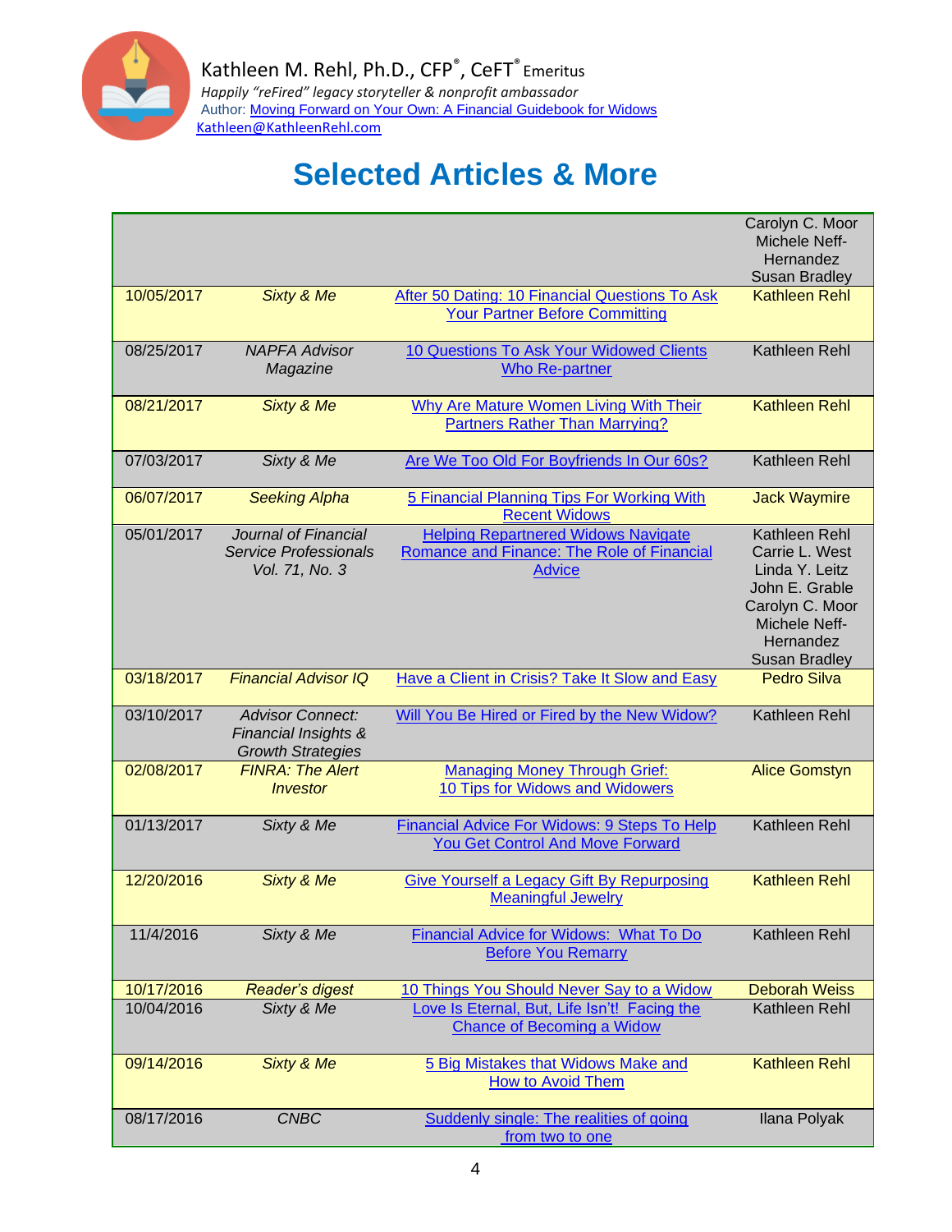Kathleen M. Rehl, Ph.D., CFP®, CeFT® Emeritus
*Happily "reFired" legacy storyteller & nonprofit ambassador*
Author: Moving Forward on Your Own: A Financial Guidebook for Widows
Kathleen@KathleenRehl.com

# Selected Articles & More

| | | | |
|---|---|---|---|
| | | | Carolyn C. Moor<br>Michele Neff-Hernandez<br>Susan Bradley |
| 10/05/2017 | *Sixty & Me* | After 50 Dating: 10 Financial Questions To Ask Your Partner Before Committing | Kathleen Rehl |
| 08/25/2017 | *NAPFA Advisor Magazine* | 10 Questions To Ask Your Widowed Clients Who Re-partner | Kathleen Rehl |
| 08/21/2017 | *Sixty & Me* | Why Are Mature Women Living With Their Partners Rather Than Marrying? | Kathleen Rehl |
| 07/03/2017 | *Sixty & Me* | Are We Too Old For Boyfriends In Our 60s? | Kathleen Rehl |
| 06/07/2017 | *Seeking Alpha* | 5 Financial Planning Tips For Working With Recent Widows | Jack Waymire |
| 05/01/2017 | *Journal of Financial Service Professionals Vol. 71, No. 3* | Helping Repartnered Widows Navigate Romance and Finance: The Role of Financial Advice | Kathleen Rehl<br>Carrie L. West<br>Linda Y. Leitz<br>John E. Grable<br>Carolyn C. Moor<br>Michele Neff-Hernandez<br>Susan Bradley |
| 03/18/2017 | *Financial Advisor IQ* | Have a Client in Crisis? Take It Slow and Easy | Pedro Silva |
| 03/10/2017 | *Advisor Connect: Financial Insights & Growth Strategies* | Will You Be Hired or Fired by the New Widow? | Kathleen Rehl |
| 02/08/2017 | *FINRA: The Alert Investor* | Managing Money Through Grief: 10 Tips for Widows and Widowers | Alice Gomstyn |
| 01/13/2017 | *Sixty & Me* | Financial Advice For Widows: 9 Steps To Help You Get Control And Move Forward | Kathleen Rehl |
| 12/20/2016 | *Sixty & Me* | Give Yourself a Legacy Gift By Repurposing Meaningful Jewelry | Kathleen Rehl |
| 11/4/2016 | *Sixty & Me* | Financial Advice for Widows: What To Do Before You Remarry | Kathleen Rehl |
| 10/17/2016 | *Reader's digest* | 10 Things You Should Never Say to a Widow | Deborah Weiss |
| 10/04/2016 | *Sixty & Me* | Love Is Eternal, But, Life Isn't! Facing the Chance of Becoming a Widow | Kathleen Rehl |
| 09/14/2016 | *Sixty & Me* | 5 Big Mistakes that Widows Make and How to Avoid Them | Kathleen Rehl |
| 08/17/2016 | *CNBC* | Suddenly single: The realities of going from two to one | Ilana Polyak |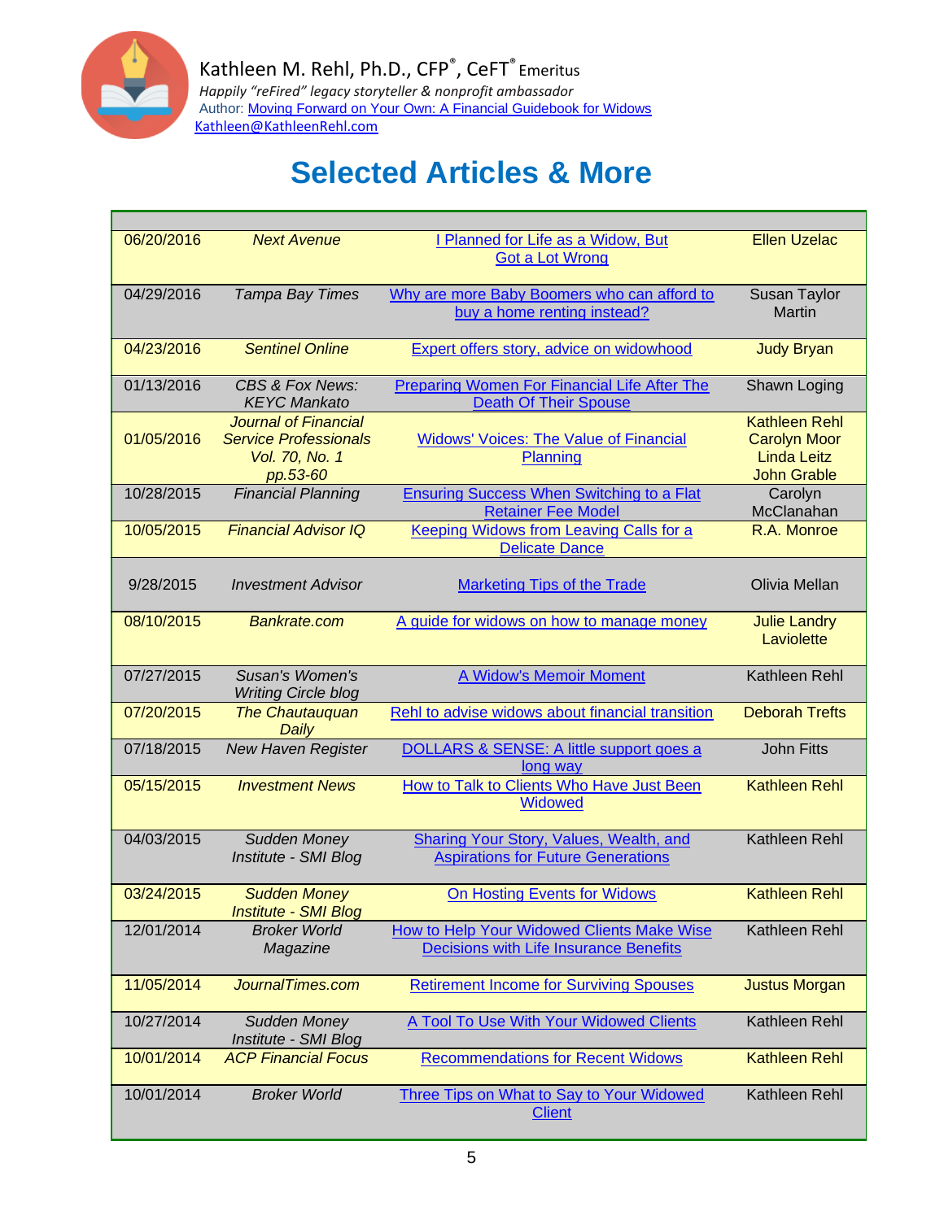Kathleen M. Rehl, Ph.D., CFP®, CeFT® Emeritus
*Happily "reFired" legacy storyteller & nonprofit ambassador*
Author: Moving Forward on Your Own: A Financial Guidebook for Widows
Kathleen@KathleenRehl.com

# Selected Articles & More

| | | | |
|---|---|---|---|
| 06/20/2016 | *Next Avenue* | I Planned for Life as a Widow, But Got a Lot Wrong | Ellen Uzelac |
| 04/29/2016 | *Tampa Bay Times* | Why are more Baby Boomers who can afford to buy a home renting instead? | Susan Taylor Martin |
| 04/23/2016 | *Sentinel Online* | Expert offers story, advice on widowhood | Judy Bryan |
| 01/13/2016 | *CBS & Fox News: KEYC Mankato* | Preparing Women For Financial Life After The Death Of Their Spouse | Shawn Loging |
| 01/05/2016 | *Journal of Financial Service Professionals Vol. 70, No. 1 pp.53-60* | Widows' Voices: The Value of Financial Planning | Kathleen Rehl Carolyn Moor Linda Leitz John Grable |
| 10/28/2015 | *Financial Planning* | Ensuring Success When Switching to a Flat Retainer Fee Model | Carolyn McClanahan |
| 10/05/2015 | *Financial Advisor IQ* | Keeping Widows from Leaving Calls for a Delicate Dance | R.A. Monroe |
| 9/28/2015 | *Investment Advisor* | Marketing Tips of the Trade | Olivia Mellan |
| 08/10/2015 | *Bankrate.com* | A guide for widows on how to manage money | Julie Landry Laviolette |
| 07/27/2015 | *Susan's Women's Writing Circle blog* | A Widow's Memoir Moment | Kathleen Rehl |
| 07/20/2015 | *The Chautauquan Daily* | Rehl to advise widows about financial transition | Deborah Trefts |
| 07/18/2015 | *New Haven Register* | DOLLARS & SENSE: A little support goes a long way | John Fitts |
| 05/15/2015 | *Investment News* | How to Talk to Clients Who Have Just Been Widowed | Kathleen Rehl |
| 04/03/2015 | *Sudden Money Institute - SMI Blog* | Sharing Your Story, Values, Wealth, and Aspirations for Future Generations | Kathleen Rehl |
| 03/24/2015 | *Sudden Money Institute - SMI Blog* | On Hosting Events for Widows | Kathleen Rehl |
| 12/01/2014 | *Broker World Magazine* | How to Help Your Widowed Clients Make Wise Decisions with Life Insurance Benefits | Kathleen Rehl |
| 11/05/2014 | *JournalTimes.com* | Retirement Income for Surviving Spouses | Justus Morgan |
| 10/27/2014 | *Sudden Money Institute - SMI Blog* | A Tool To Use With Your Widowed Clients | Kathleen Rehl |
| 10/01/2014 | *ACP Financial Focus* | Recommendations for Recent Widows | Kathleen Rehl |
| 10/01/2014 | *Broker World* | Three Tips on What to Say to Your Widowed Client | Kathleen Rehl |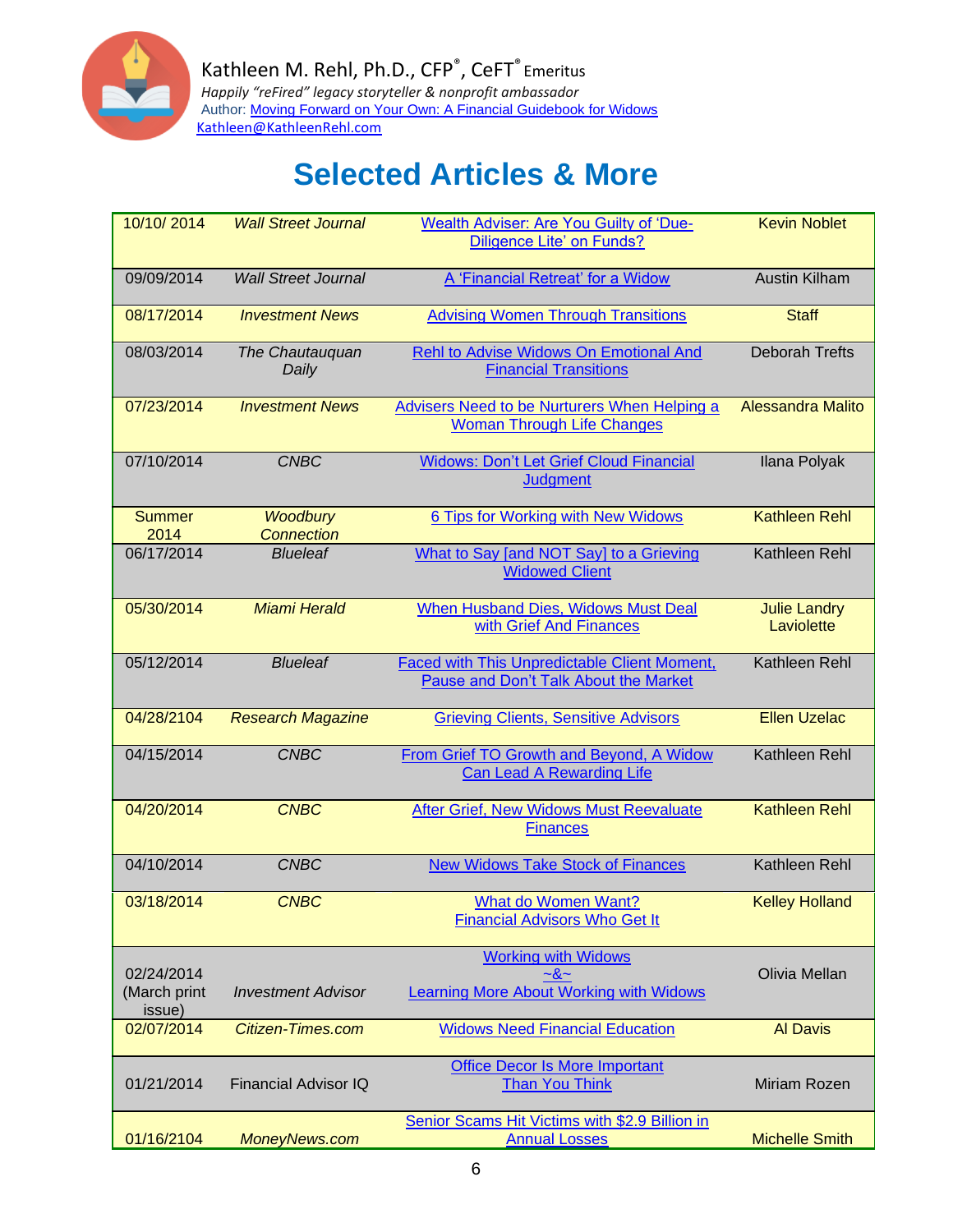Kathleen M. Rehl, Ph.D., CFP®, CeFT® Emeritus

*Happily "reFired" legacy storyteller & nonprofit ambassador*

Author: Moving Forward on Your Own: A Financial Guidebook for Widows

Kathleen@KathleenRehl.com

# Selected Articles & More

| Date | Publication | Title | Author |
|---|---|---|---|
| 10/10/ 2014 | *Wall Street Journal* | Wealth Adviser: Are You Guilty of 'Due-Diligence Lite' on Funds? | Kevin Noblet |
| 09/09/2014 | *Wall Street Journal* | A 'Financial Retreat' for a Widow | Austin Kilham |
| 08/17/2014 | *Investment News* | Advising Women Through Transitions | Staff |
| 08/03/2014 | *The Chautauquan Daily* | Rehl to Advise Widows On Emotional And Financial Transitions | Deborah Trefts |
| 07/23/2014 | *Investment News* | Advisers Need to be Nurturers When Helping a Woman Through Life Changes | Alessandra Malito |
| 07/10/2014 | *CNBC* | Widows: Don't Let Grief Cloud Financial Judgment | Ilana Polyak |
| Summer 2014 | *Woodbury Connection* | 6 Tips for Working with New Widows | Kathleen Rehl |
| 06/17/2014 | *Blueleaf* | What to Say [and NOT Say] to a Grieving Widowed Client | Kathleen Rehl |
| 05/30/2014 | *Miami Herald* | When Husband Dies, Widows Must Deal with Grief And Finances | Julie Landry Laviolette |
| 05/12/2014 | *Blueleaf* | Faced with This Unpredictable Client Moment, Pause and Don't Talk About the Market | Kathleen Rehl |
| 04/28/2104 | *Research Magazine* | Grieving Clients, Sensitive Advisors | Ellen Uzelac |
| 04/15/2014 | *CNBC* | From Grief TO Growth and Beyond, A Widow Can Lead A Rewarding Life | Kathleen Rehl |
| 04/20/2014 | *CNBC* | After Grief, New Widows Must Reevaluate Finances | Kathleen Rehl |
| 04/10/2014 | *CNBC* | New Widows Take Stock of Finances | Kathleen Rehl |
| 03/18/2014 | *CNBC* | What do Women Want? Financial Advisors Who Get It | Kelley Holland |
| 02/24/2014 (March print issue) | *Investment Advisor* | Working with Widows ~&~ Learning More About Working with Widows | Olivia Mellan |
| 02/07/2014 | *Citizen-Times.com* | Widows Need Financial Education | Al Davis |
| 01/21/2014 | Financial Advisor IQ | Office Decor Is More Important Than You Think | Miriam Rozen |
| 01/16/2104 | *MoneyNews.com* | Senior Scams Hit Victims with $2.9 Billion in Annual Losses | Michelle Smith |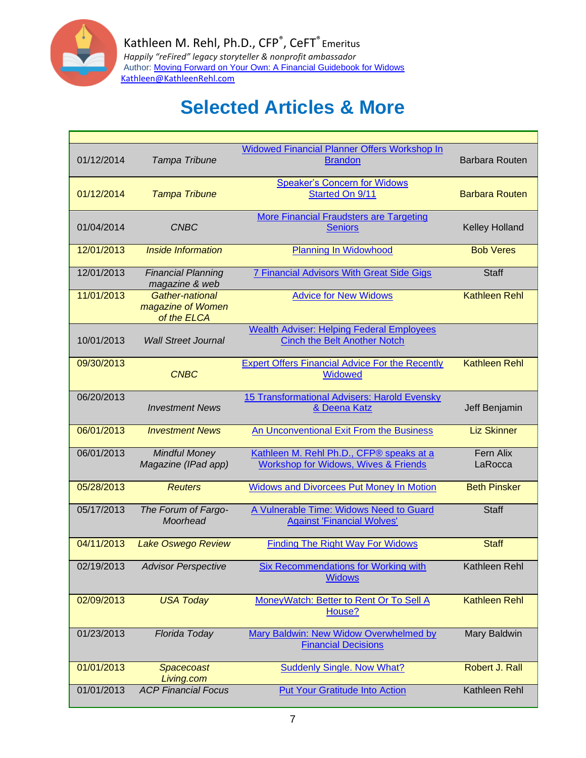Kathleen M. Rehl, Ph.D., CFP®, CeFT® Emeritus

*Happily "reFired" legacy storyteller & nonprofit ambassador*

Author: Moving Forward on Your Own: A Financial Guidebook for Widows

Kathleen@KathleenRehl.com

# Selected Articles & More

| | | | |
|---|---|---|---|
| 01/12/2014 | *Tampa Tribune* | Widowed Financial Planner Offers Workshop In Brandon | Barbara Routen |
| 01/12/2014 | *Tampa Tribune* | Speaker's Concern for Widows Started On 9/11 | Barbara Routen |
| 01/04/2014 | *CNBC* | More Financial Fraudsters are Targeting Seniors | Kelley Holland |
| 12/01/2013 | *Inside Information* | Planning In Widowhood | Bob Veres |
| 12/01/2013 | *Financial Planning magazine & web* | 7 Financial Advisors With Great Side Gigs | Staff |
| 11/01/2013 | *Gather-national magazine of Women of the ELCA* | Advice for New Widows | Kathleen Rehl |
| 10/01/2013 | *Wall Street Journal* | Wealth Adviser: Helping Federal Employees Cinch the Belt Another Notch | |
| 09/30/2013 | *CNBC* | Expert Offers Financial Advice For the Recently Widowed | Kathleen Rehl |
| 06/20/2013 | *Investment News* | 15 Transformational Advisers: Harold Evensky & Deena Katz | Jeff Benjamin |
| 06/01/2013 | *Investment News* | An Unconventional Exit From the Business | Liz Skinner |
| 06/01/2013 | *Mindful Money Magazine (IPad app)* | Kathleen M. Rehl Ph.D., CFP® speaks at a Workshop for Widows, Wives & Friends | Fern Alix LaRocca |
| 05/28/2013 | *Reuters* | Widows and Divorcees Put Money In Motion | Beth Pinsker |
| 05/17/2013 | *The Forum of Fargo-Moorhead* | A Vulnerable Time: Widows Need to Guard Against 'Financial Wolves' | Staff |
| 04/11/2013 | *Lake Oswego Review* | Finding The Right Way For Widows | Staff |
| 02/19/2013 | *Advisor Perspective* | Six Recommendations for Working with Widows | Kathleen Rehl |
| 02/09/2013 | *USA Today* | MoneyWatch: Better to Rent Or To Sell A House? | Kathleen Rehl |
| 01/23/2013 | *Florida Today* | Mary Baldwin: New Widow Overwhelmed by Financial Decisions | Mary Baldwin |
| 01/01/2013 | *Spacecoast Living.com* | Suddenly Single. Now What? | Robert J. Rall |
| 01/01/2013 | *ACP Financial Focus* | Put Your Gratitude Into Action | Kathleen Rehl |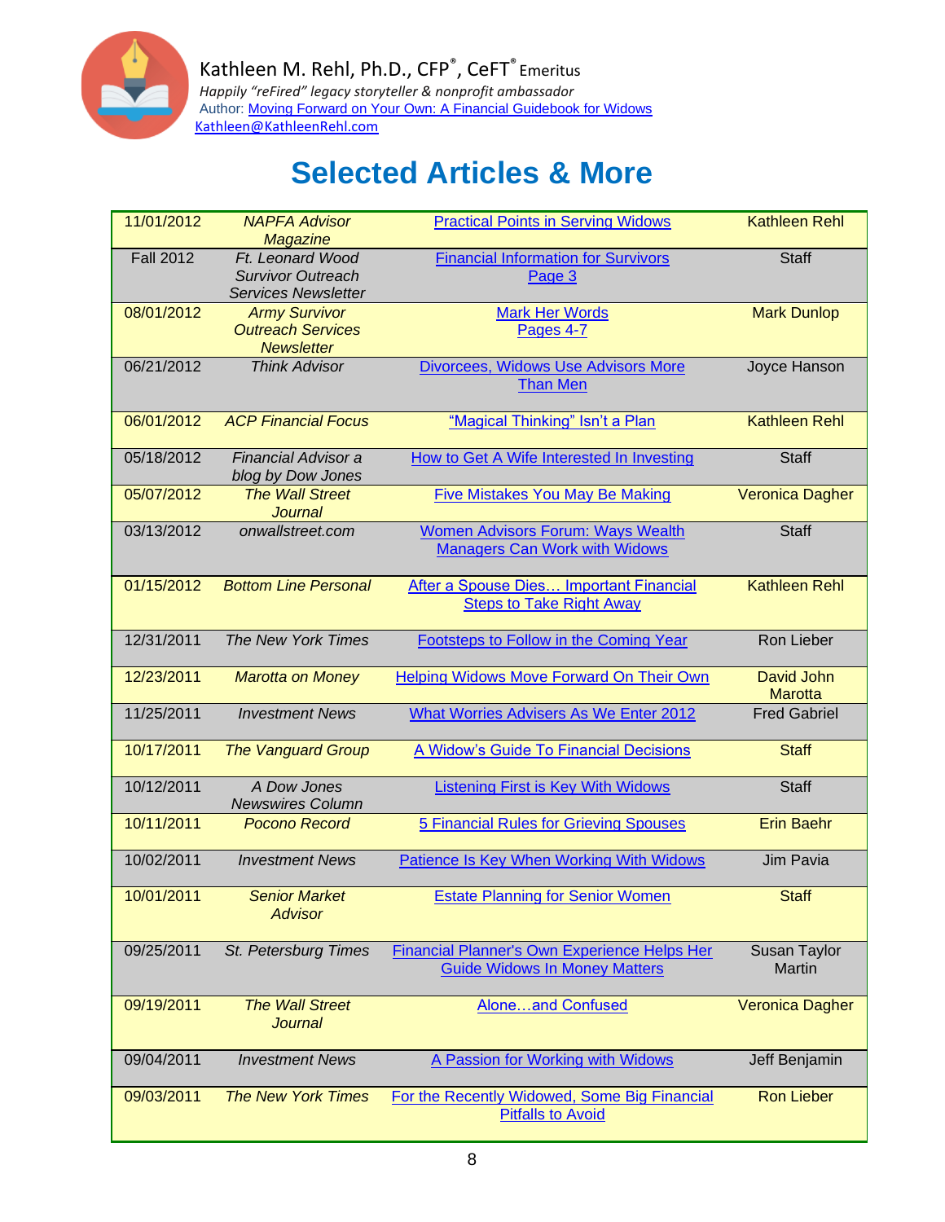Kathleen M. Rehl, Ph.D., CFP®, CeFT® Emeritus

*Happily "reFired" legacy storyteller & nonprofit ambassador*

Author: Moving Forward on Your Own: A Financial Guidebook for Widows

Kathleen@KathleenRehl.com

# Selected Articles & More

| Date | Publication | Title | Author |
|---|---|---|---|
| 11/01/2012 | *NAPFA Advisor Magazine* | Practical Points in Serving Widows | Kathleen Rehl |
| Fall 2012 | *Ft. Leonard Wood Survivor Outreach Services Newsletter* | Financial Information for Survivors Page 3 | Staff |
| 08/01/2012 | *Army Survivor Outreach Services Newsletter* | Mark Her Words Pages 4-7 | Mark Dunlop |
| 06/21/2012 | *Think Advisor* | Divorcees, Widows Use Advisors More Than Men | Joyce Hanson |
| 06/01/2012 | *ACP Financial Focus* | "Magical Thinking" Isn't a Plan | Kathleen Rehl |
| 05/18/2012 | *Financial Advisor a blog by Dow Jones* | How to Get A Wife Interested In Investing | Staff |
| 05/07/2012 | *The Wall Street Journal* | Five Mistakes You May Be Making | Veronica Dagher |
| 03/13/2012 | *onwallstreet.com* | Women Advisors Forum: Ways Wealth Managers Can Work with Widows | Staff |
| 01/15/2012 | *Bottom Line Personal* | After a Spouse Dies… Important Financial Steps to Take Right Away | Kathleen Rehl |
| 12/31/2011 | *The New York Times* | Footsteps to Follow in the Coming Year | Ron Lieber |
| 12/23/2011 | *Marotta on Money* | Helping Widows Move Forward On Their Own | David John Marotta |
| 11/25/2011 | *Investment News* | What Worries Advisers As We Enter 2012 | Fred Gabriel |
| 10/17/2011 | *The Vanguard Group* | A Widow's Guide To Financial Decisions | Staff |
| 10/12/2011 | *A Dow Jones Newswires Column* | Listening First is Key With Widows | Staff |
| 10/11/2011 | *Pocono Record* | 5 Financial Rules for Grieving Spouses | Erin Baehr |
| 10/02/2011 | *Investment News* | Patience Is Key When Working With Widows | Jim Pavia |
| 10/01/2011 | *Senior Market Advisor* | Estate Planning for Senior Women | Staff |
| 09/25/2011 | *St. Petersburg Times* | Financial Planner's Own Experience Helps Her Guide Widows In Money Matters | Susan Taylor Martin |
| 09/19/2011 | *The Wall Street Journal* | Alone…and Confused | Veronica Dagher |
| 09/04/2011 | *Investment News* | A Passion for Working with Widows | Jeff Benjamin |
| 09/03/2011 | *The New York Times* | For the Recently Widowed, Some Big Financial Pitfalls to Avoid | Ron Lieber |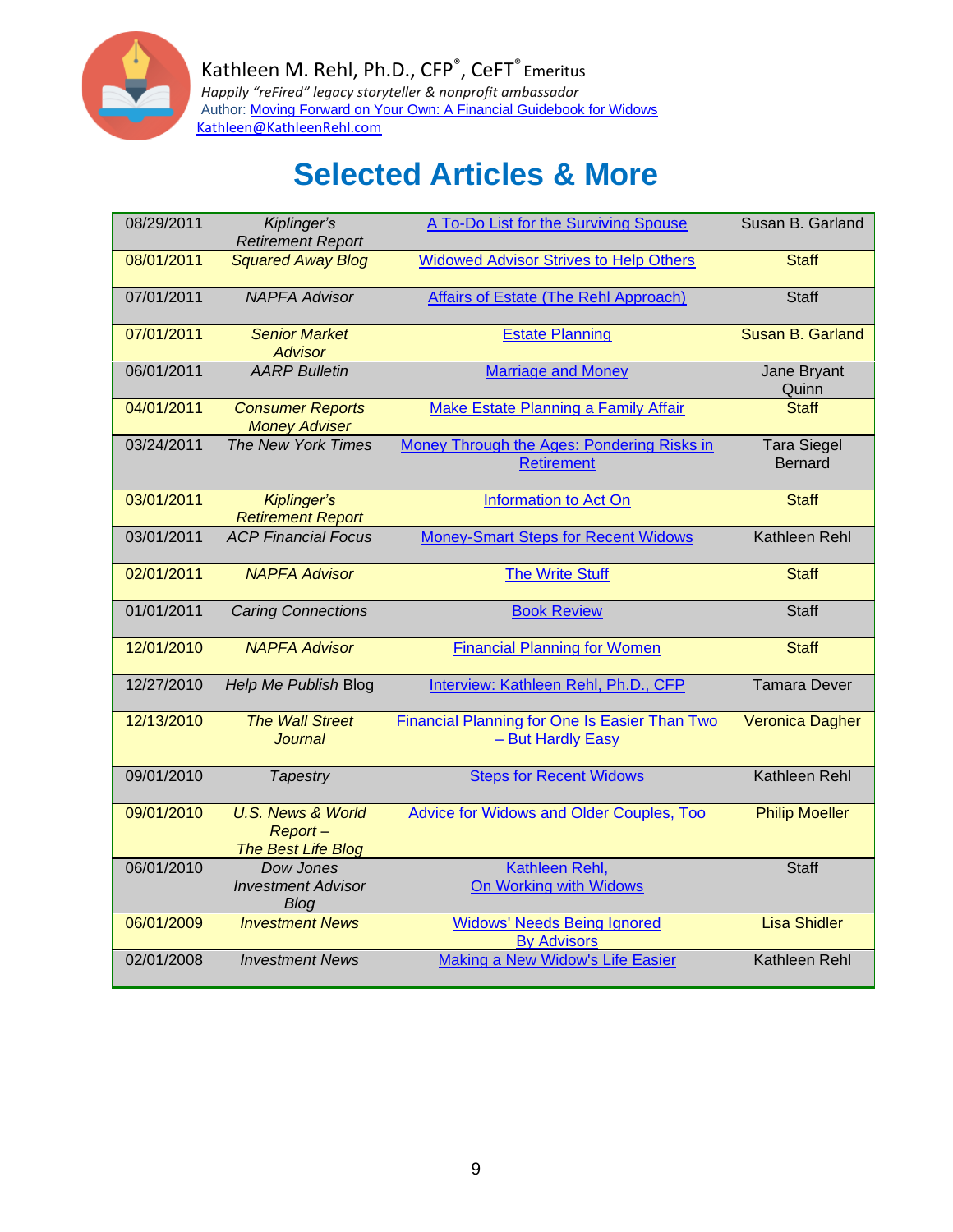Kathleen M. Rehl, Ph.D., CFP®, CeFT® Emeritus

*Happily "reFired" legacy storyteller & nonprofit ambassador*

Author: Moving Forward on Your Own: A Financial Guidebook for Widows

Kathleen@KathleenRehl.com

# Selected Articles & More

| | | | |
|---|---|---|---|
| 08/29/2011 | *Kiplinger's Retirement Report* | A To-Do List for the Surviving Spouse | Susan B. Garland |
| 08/01/2011 | *Squared Away Blog* | Widowed Advisor Strives to Help Others | Staff |
| 07/01/2011 | *NAPFA Advisor* | Affairs of Estate (The Rehl Approach) | Staff |
| 07/01/2011 | *Senior Market Advisor* | Estate Planning | Susan B. Garland |
| 06/01/2011 | *AARP Bulletin* | Marriage and Money | Jane Bryant Quinn |
| 04/01/2011 | *Consumer Reports Money Adviser* | Make Estate Planning a Family Affair | Staff |
| 03/24/2011 | *The New York Times* | Money Through the Ages: Pondering Risks in Retirement | Tara Siegel Bernard |
| 03/01/2011 | *Kiplinger's Retirement Report* | Information to Act On | Staff |
| 03/01/2011 | *ACP Financial Focus* | Money-Smart Steps for Recent Widows | Kathleen Rehl |
| 02/01/2011 | *NAPFA Advisor* | The Write Stuff | Staff |
| 01/01/2011 | *Caring Connections* | Book Review | Staff |
| 12/01/2010 | *NAPFA Advisor* | Financial Planning for Women | Staff |
| 12/27/2010 | *Help Me Publish* Blog | Interview: Kathleen Rehl, Ph.D., CFP | Tamara Dever |
| 12/13/2010 | *The Wall Street Journal* | Financial Planning for One Is Easier Than Two – But Hardly Easy | Veronica Dagher |
| 09/01/2010 | *Tapestry* | Steps for Recent Widows | Kathleen Rehl |
| 09/01/2010 | *U.S. News & World Report – The Best Life Blog* | Advice for Widows and Older Couples, Too | Philip Moeller |
| 06/01/2010 | *Dow Jones Investment Advisor Blog* | Kathleen Rehl, On Working with Widows | Staff |
| 06/01/2009 | *Investment News* | Widows' Needs Being Ignored By Advisors | Lisa Shidler |
| 02/01/2008 | *Investment News* | Making a New Widow's Life Easier | Kathleen Rehl |